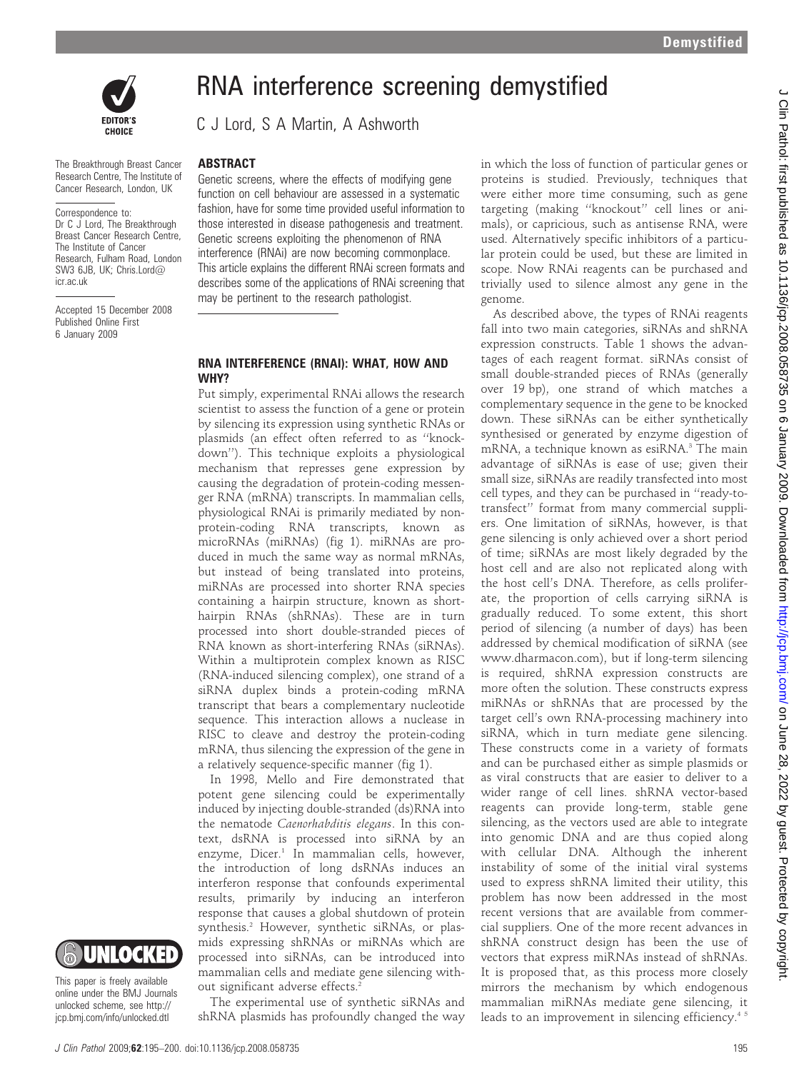# RNA interference screening demystified

C J Lord, S A Martin, A Ashworth

The Breakthrough Breast Cancer Research Centre, The Institute of Cancer Research, London, UK

Correspondence to: Dr C J Lord, The Breakthrough Breast Cancer Research Centre, The Institute of Cancer Research, Fulham Road, London SW3 6JB, UK; Chris.Lord@icr.ac.uk

Accepted 15 December 2008
Published Online First 6 January 2009

This paper is freely available online under the BMJ Journals unlocked scheme, see http://jcp.bmj.com/info/unlocked.dtl

## ABSTRACT

Genetic screens, where the effects of modifying gene function on cell behaviour are assessed in a systematic fashion, have for some time provided useful information to those interested in disease pathogenesis and treatment. Genetic screens exploiting the phenomenon of RNA interference (RNAi) are now becoming commonplace. This article explains the different RNAi screen formats and describes some of the applications of RNAi screening that may be pertinent to the research pathologist.

## RNA INTERFERENCE (RNAI): WHAT, HOW AND WHY?

Put simply, experimental RNAi allows the research scientist to assess the function of a gene or protein by silencing its expression using synthetic RNAs or plasmids (an effect often referred to as "knockdown"). This technique exploits a physiological mechanism that represses gene expression by causing the degradation of protein-coding messenger RNA (mRNA) transcripts. In mammalian cells, physiological RNAi is primarily mediated by non-protein-coding RNA transcripts, known as microRNAs (miRNAs) (fig 1). miRNAs are produced in much the same way as normal mRNAs, but instead of being translated into proteins, miRNAs are processed into shorter RNA species containing a hairpin structure, known as short-hairpin RNAs (shRNAs). These are in turn processed into short double-stranded pieces of RNA known as short-interfering RNAs (siRNAs). Within a multiprotein complex known as RISC (RNA-induced silencing complex), one strand of a siRNA duplex binds a protein-coding mRNA transcript that bears a complementary nucleotide sequence. This interaction allows a nuclease in RISC to cleave and destroy the protein-coding mRNA, thus silencing the expression of the gene in a relatively sequence-specific manner (fig 1).

In 1998, Mello and Fire demonstrated that potent gene silencing could be experimentally induced by injecting double-stranded (ds)RNA into the nematode *Caenorhabditis elegans*. In this context, dsRNA is processed into siRNA by an enzyme, Dicer.[1] In mammalian cells, however, the introduction of long dsRNAs induces an interferon response that confounds experimental results, primarily by inducing an interferon response that causes a global shutdown of protein synthesis.[2] However, synthetic siRNAs, or plasmids expressing shRNAs or miRNAs which are processed into siRNAs, can be introduced into mammalian cells and mediate gene silencing without significant adverse effects.[2]

The experimental use of synthetic siRNAs and shRNA plasmids has profoundly changed the way in which the loss of function of particular genes or proteins is studied. Previously, techniques that were either more time consuming, such as gene targeting (making "knockout" cell lines or animals), or capricious, such as antisense RNA, were used. Alternatively specific inhibitors of a particular protein could be used, but these are limited in scope. Now RNAi reagents can be purchased and trivially used to silence almost any gene in the genome.

As described above, the types of RNAi reagents fall into two main categories, siRNAs and shRNA expression constructs. Table 1 shows the advantages of each reagent format. siRNAs consist of small double-stranded pieces of RNAs (generally over 19 bp), one strand of which matches a complementary sequence in the gene to be knocked down. These siRNAs can be either synthetically synthesised or generated by enzyme digestion of mRNA, a technique known as esiRNA.[3] The main advantage of siRNAs is ease of use; given their small size, siRNAs are readily transfected into most cell types, and they can be purchased in "ready-to-transfect" format from many commercial suppliers. One limitation of siRNAs, however, is that gene silencing is only achieved over a short period of time; siRNAs are most likely degraded by the host cell and are also not replicated along with the host cell's DNA. Therefore, as cells proliferate, the proportion of cells carrying siRNA is gradually reduced. To some extent, this short period of silencing (a number of days) has been addressed by chemical modification of siRNA (see www.dharmacon.com), but if long-term silencing is required, shRNA expression constructs are more often the solution. These constructs express miRNAs or shRNAs that are processed by the target cell's own RNA-processing machinery into siRNA, which in turn mediate gene silencing. These constructs come in a variety of formats and can be purchased either as simple plasmids or as viral constructs that are easier to deliver to a wider range of cell lines. shRNA vector-based reagents can provide long-term, stable gene silencing, as the vectors used are able to integrate into genomic DNA and are thus copied along with cellular DNA. Although the inherent instability of some of the initial viral systems used to express shRNA limited their utility, this problem has now been addressed in the most recent versions that are available from commercial suppliers. One of the more recent advances in shRNA construct design has been the use of vectors that express miRNAs instead of shRNAs. It is proposed that, as this process more closely mirrors the mechanism by which endogenous mammalian miRNAs mediate gene silencing, it leads to an improvement in silencing efficiency.[4,5]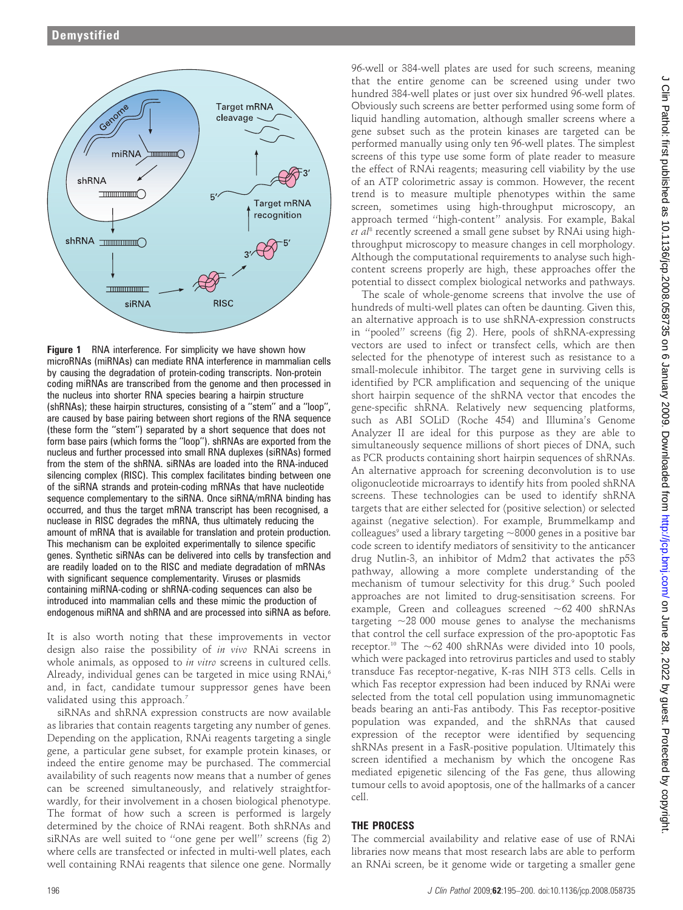Figure 1 RNA interference. For simplicity we have shown how microRNAs (miRNAs) can mediate RNA interference in mammalian cells by causing the degradation of protein-coding transcripts. Non-protein coding miRNAs are transcribed from the genome and then processed in the nucleus into shorter RNA species bearing a hairpin structure (shRNAs); these hairpin structures, consisting of a "stem" and a "loop", are caused by base pairing between short regions of the RNA sequence (these form the "stem") separated by a short sequence that does not form base pairs (which forms the "loop"). shRNAs are exported from the nucleus and further processed into small RNA duplexes (siRNAs) formed from the stem of the shRNA. siRNAs are loaded into the RNA-induced silencing complex (RISC). This complex facilitates binding between one of the siRNA strands and protein-coding mRNAs that have nucleotide sequence complementary to the siRNA. Once siRNA/mRNA binding has occurred, and thus the target mRNA transcript has been recognised, a nuclease in RISC degrades the mRNA, thus ultimately reducing the amount of mRNA that is available for translation and protein production. This mechanism can be exploited experimentally to silence specific genes. Synthetic siRNAs can be delivered into cells by transfection and are readily loaded on to the RISC and mediate degradation of mRNAs with significant sequence complementarity. Viruses or plasmids containing miRNA-coding or shRNA-coding sequences can also be introduced into mammalian cells and these mimic the production of endogenous miRNA and shRNA and are processed into siRNA as before.

It is also worth noting that these improvements in vector design also raise the possibility of *in vivo* RNAi screens in whole animals, as opposed to *in vitro* screens in cultured cells. Already, individual genes can be targeted in mice using RNAi,[6] and, in fact, candidate tumour suppressor genes have been validated using this approach.[7]

siRNAs and shRNA expression constructs are now available as libraries that contain reagents targeting any number of genes. Depending on the application, RNAi reagents targeting a single gene, a particular gene subset, for example protein kinases, or indeed the entire genome may be purchased. The commercial availability of such reagents now means that a number of genes can be screened simultaneously, and relatively straightforwardly, for their involvement in a chosen biological phenotype. The format of how such a screen is performed is largely determined by the choice of RNAi reagent. Both shRNAs and siRNAs are well suited to "one gene per well" screens (fig 2) where cells are transfected or infected in multi-well plates, each well containing RNAi reagents that silence one gene. Normally 96-well or 384-well plates are used for such screens, meaning that the entire genome can be screened using under two hundred 384-well plates or just over six hundred 96-well plates. Obviously such screens are better performed using some form of liquid handling automation, although smaller screens where a gene subset such as the protein kinases are targeted can be performed manually using only ten 96-well plates. The simplest screens of this type use some form of plate reader to measure the effect of RNAi reagents; measuring cell viability by the use of an ATP colorimetric assay is common. However, the recent trend is to measure multiple phenotypes within the same screen, sometimes using high-throughput microscopy, an approach termed "high-content" analysis. For example, Bakal *et al*[8] recently screened a small gene subset by RNAi using high-throughput microscopy to measure changes in cell morphology. Although the computational requirements to analyse such high-content screens properly are high, these approaches offer the potential to dissect complex biological networks and pathways.

The scale of whole-genome screens that involve the use of hundreds of multi-well plates can often be daunting. Given this, an alternative approach is to use shRNA-expression constructs in "pooled" screens (fig 2). Here, pools of shRNA-expressing vectors are used to infect or transfect cells, which are then selected for the phenotype of interest such as resistance to a small-molecule inhibitor. The target gene in surviving cells is identified by PCR amplification and sequencing of the unique short hairpin sequence of the shRNA vector that encodes the gene-specific shRNA. Relatively new sequencing platforms, such as ABI SOLiD (Roche 454) and Illumina's Genome Analyzer II are ideal for this purpose as they are able to simultaneously sequence millions of short pieces of DNA, such as PCR products containing short hairpin sequences of shRNAs. An alternative approach for screening deconvolution is to use oligonucleotide microarrays to identify hits from pooled shRNA screens. These technologies can be used to identify shRNA targets that are either selected for (positive selection) or selected against (negative selection). For example, Brummelkamp and colleagues[9] used a library targeting ~8000 genes in a positive bar code screen to identify mediators of sensitivity to the anticancer drug Nutlin-3, an inhibitor of Mdm2 that activates the p53 pathway, allowing a more complete understanding of the mechanism of tumour selectivity for this drug.[9] Such pooled approaches are not limited to drug-sensitisation screens. For example, Green and colleagues screened ~62 400 shRNAs targeting ~28 000 mouse genes to analyse the mechanisms that control the cell surface expression of the pro-apoptotic Fas receptor.[10] The ~62 400 shRNAs were divided into 10 pools, which were packaged into retrovirus particles and used to stably transduce Fas receptor-negative, K-ras NIH 3T3 cells. Cells in which Fas receptor expression had been induced by RNAi were selected from the total cell population using immunomagnetic beads bearing an anti-Fas antibody. This Fas receptor-positive population was expanded, and the shRNAs that caused expression of the receptor were identified by sequencing shRNAs present in a FasR-positive population. Ultimately this screen identified a mechanism by which the oncogene Ras mediated epigenetic silencing of the Fas gene, thus allowing tumour cells to avoid apoptosis, one of the hallmarks of a cancer cell.

## THE PROCESS

The commercial availability and relative ease of use of RNAi libraries now means that most research labs are able to perform an RNAi screen, be it genome wide or targeting a smaller gene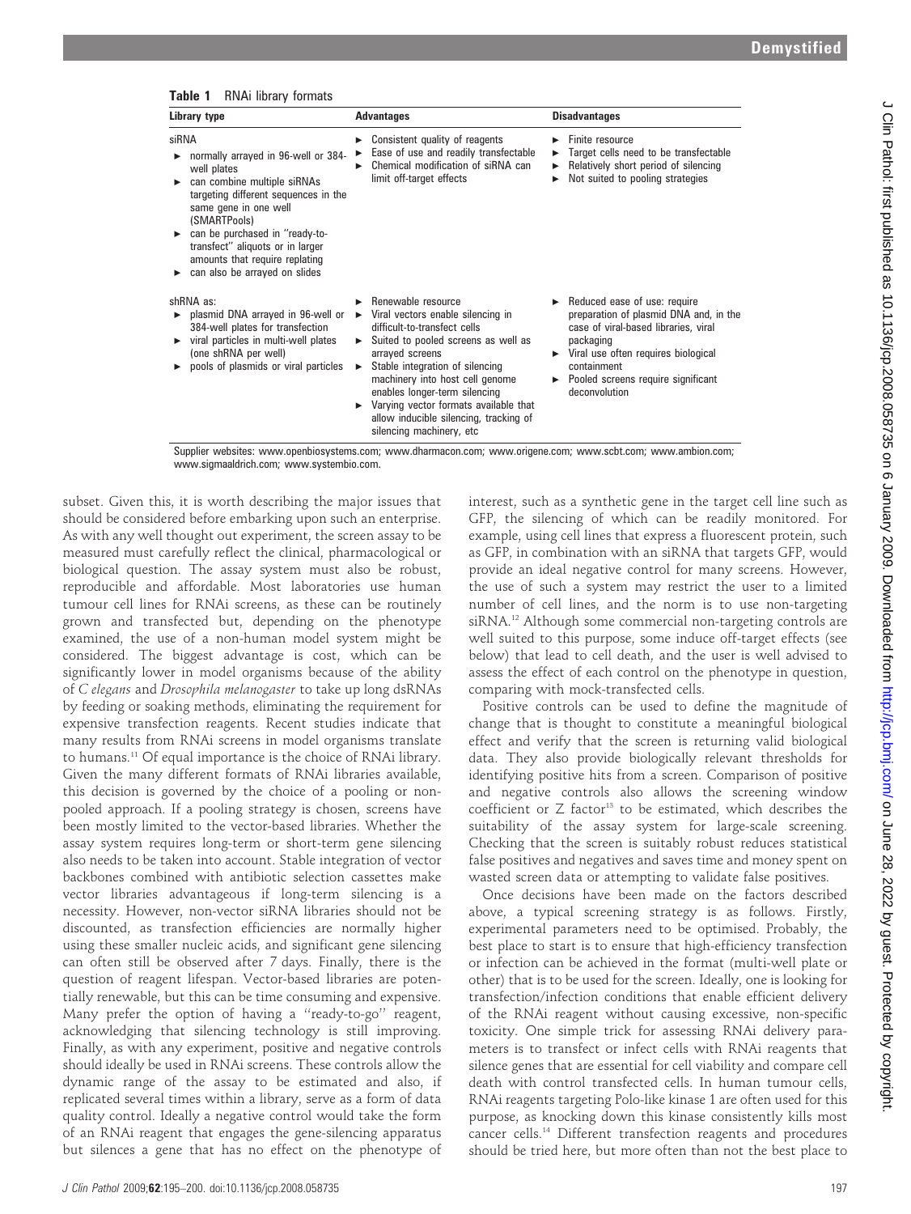**Table 1** RNAi library formats

| Library type | Advantages | Disadvantages |
|---|---|---|
| siRNA<br>► normally arrayed in 96-well or 384-well plates<br>► can combine multiple siRNAs targeting different sequences in the same gene in one well (SMARTPools)<br>► can be purchased in "ready-to-transfect" aliquots or in larger amounts that require replating<br>► can also be arrayed on slides | ► Consistent quality of reagents<br>► Ease of use and readily transfectable<br>► Chemical modification of siRNA can limit off-target effects | ► Finite resource<br>► Target cells need to be transfectable<br>► Relatively short period of silencing<br>► Not suited to pooling strategies |
| shRNA as:<br>► plasmid DNA arrayed in 96-well or 384-well plates for transfection<br>► viral particles in multi-well plates (one shRNA per well)<br>► pools of plasmids or viral particles | ► Renewable resource<br>► Viral vectors enable silencing in difficult-to-transfect cells<br>► Suited to pooled screens as well as arrayed screens<br>► Stable integration of silencing machinery into host cell genome enables longer-term silencing<br>► Varying vector formats available that allow inducible silencing, tracking of silencing machinery, etc | ► Reduced ease of use: require preparation of plasmid DNA and, in the case of viral-based libraries, viral packaging<br>► Viral use often requires biological containment<br>► Pooled screens require significant deconvolution |

Supplier websites: www.openbiosystems.com; www.dharmacon.com; www.origene.com; www.scbt.com; www.ambion.com; www.sigmaaldrich.com; www.systembio.com.

subset. Given this, it is worth describing the major issues that should be considered before embarking upon such an enterprise. As with any well thought out experiment, the screen assay to be measured must carefully reflect the clinical, pharmacological or biological question. The assay system must also be robust, reproducible and affordable. Most laboratories use human tumour cell lines for RNAi screens, as these can be routinely grown and transfected but, depending on the phenotype examined, the use of a non-human model system might be considered. The biggest advantage is cost, which can be significantly lower in model organisms because of the ability of *C elegans* and *Drosophila melanogaster* to take up long dsRNAs by feeding or soaking methods, eliminating the requirement for expensive transfection reagents. Recent studies indicate that many results from RNAi screens in model organisms translate to humans.[11] Of equal importance is the choice of RNAi library. Given the many different formats of RNAi libraries available, this decision is governed by the choice of a pooling or non-pooled approach. If a pooling strategy is chosen, screens have been mostly limited to the vector-based libraries. Whether the assay system requires long-term or short-term gene silencing also needs to be taken into account. Stable integration of vector backbones combined with antibiotic selection cassettes make vector libraries advantageous if long-term silencing is a necessity. However, non-vector siRNA libraries should not be discounted, as transfection efficiencies are normally higher using these smaller nucleic acids, and significant gene silencing can often still be observed after 7 days. Finally, there is the question of reagent lifespan. Vector-based libraries are potentially renewable, but this can be time consuming and expensive. Many prefer the option of having a "ready-to-go" reagent, acknowledging that silencing technology is still improving. Finally, as with any experiment, positive and negative controls should ideally be used in RNAi screens. These controls allow the dynamic range of the assay to be estimated and also, if replicated several times within a library, serve as a form of data quality control. Ideally a negative control would take the form of an RNAi reagent that engages the gene-silencing apparatus but silences a gene that has no effect on the phenotype of interest, such as a synthetic gene in the target cell line such as GFP, the silencing of which can be readily monitored. For example, using cell lines that express a fluorescent protein, such as GFP, in combination with an siRNA that targets GFP, would provide an ideal negative control for many screens. However, the use of such a system may restrict the user to a limited number of cell lines, and the norm is to use non-targeting siRNA.[12] Although some commercial non-targeting controls are well suited to this purpose, some induce off-target effects (see below) that lead to cell death, and the user is well advised to assess the effect of each control on the phenotype in question, comparing with mock-transfected cells.

Positive controls can be used to define the magnitude of change that is thought to constitute a meaningful biological effect and verify that the screen is returning valid biological data. They also provide biologically relevant thresholds for identifying positive hits from a screen. Comparison of positive and negative controls also allows the screening window coefficient or Z factor[13] to be estimated, which describes the suitability of the assay system for large-scale screening. Checking that the screen is suitably robust reduces statistical false positives and negatives and saves time and money spent on wasted screen data or attempting to validate false positives.

Once decisions have been made on the factors described above, a typical screening strategy is as follows. Firstly, experimental parameters need to be optimised. Probably, the best place to start is to ensure that high-efficiency transfection or infection can be achieved in the format (multi-well plate or other) that is to be used for the screen. Ideally, one is looking for transfection/infection conditions that enable efficient delivery of the RNAi reagent without causing excessive, non-specific toxicity. One simple trick for assessing RNAi delivery parameters is to transfect or infect cells with RNAi reagents that silence genes that are essential for cell viability and compare cell death with control transfected cells. In human tumour cells, RNAi reagents targeting Polo-like kinase 1 are often used for this purpose, as knocking down this kinase consistently kills most cancer cells.[14] Different transfection reagents and procedures should be tried here, but more often than not the best place to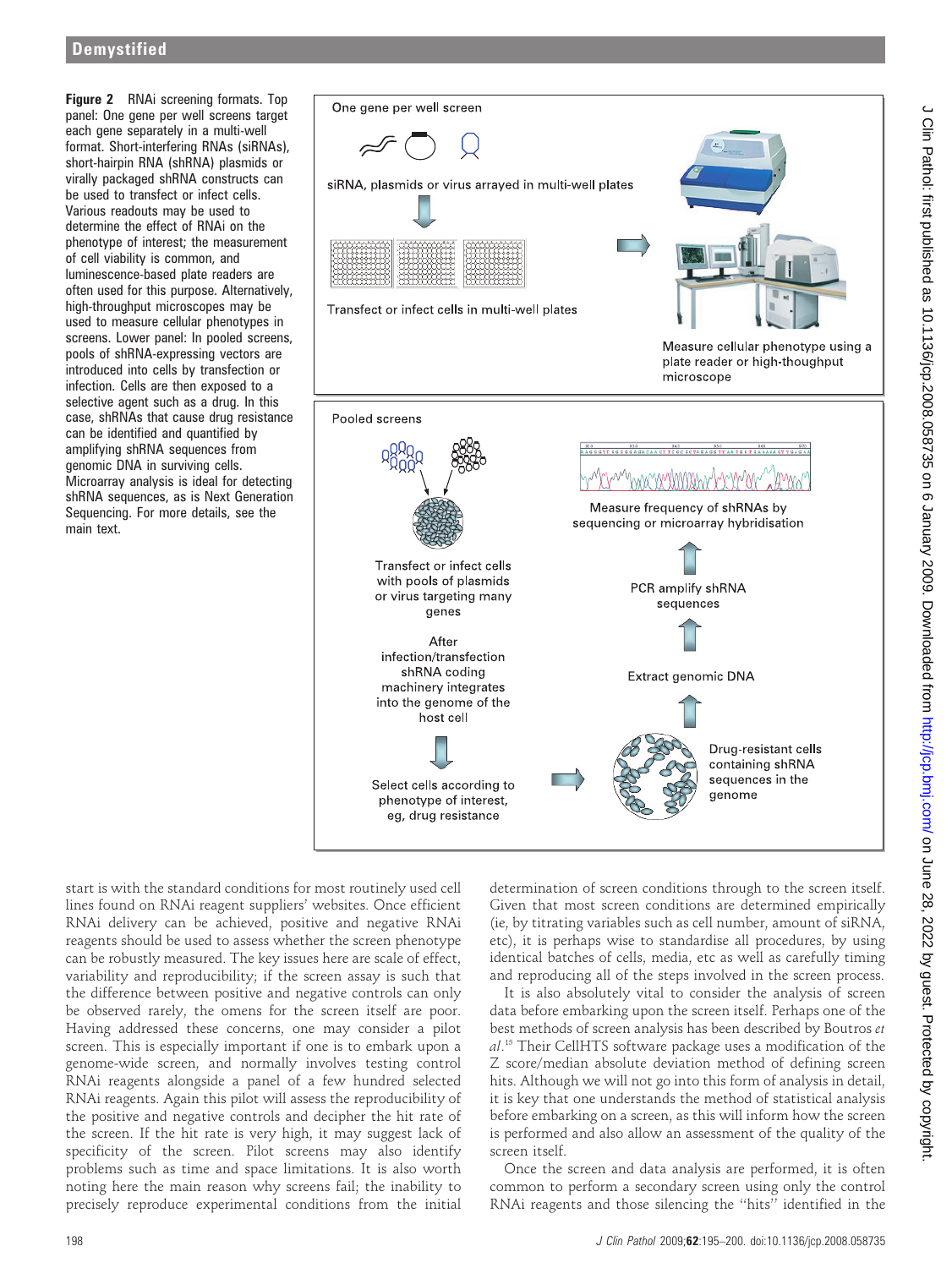**Figure 2** RNAi screening formats. Top panel: One gene per well screens target each gene separately in a multi-well format. Short-interfering RNAs (siRNAs), short-hairpin RNA (shRNA) plasmids or virally packaged shRNA constructs can be used to transfect or infect cells. Various readouts may be used to determine the effect of RNAi on the phenotype of interest; the measurement of cell viability is common, and luminescence-based plate readers are often used for this purpose. Alternatively, high-throughput microscopes may be used to measure cellular phenotypes in screens. Lower panel: In pooled screens, pools of shRNA-expressing vectors are introduced into cells by transfection or infection. Cells are then exposed to a selective agent such as a drug. In this case, shRNAs that cause drug resistance can be identified and quantified by amplifying shRNA sequences from genomic DNA in surviving cells. Microarray analysis is ideal for detecting shRNA sequences, as is Next Generation Sequencing. For more details, see the main text.

start is with the standard conditions for most routinely used cell lines found on RNAi reagent suppliers' websites. Once efficient RNAi delivery can be achieved, positive and negative RNAi reagents should be used to assess whether the screen phenotype can be robustly measured. The key issues here are scale of effect, variability and reproducibility; if the screen assay is such that the difference between positive and negative controls can only be observed rarely, the omens for the screen itself are poor. Having addressed these concerns, one may consider a pilot screen. This is especially important if one is to embark upon a genome-wide screen, and normally involves testing control RNAi reagents alongside a panel of a few hundred selected RNAi reagents. Again this pilot will assess the reproducibility of the positive and negative controls and decipher the hit rate of the screen. If the hit rate is very high, it may suggest lack of specificity of the screen. Pilot screens may also identify problems such as time and space limitations. It is also worth noting here the main reason why screens fail; the inability to precisely reproduce experimental conditions from the initial determination of screen conditions through to the screen itself. Given that most screen conditions are determined empirically (ie, by titrating variables such as cell number, amount of siRNA, etc), it is perhaps wise to standardise all procedures, by using identical batches of cells, media, etc as well as carefully timing and reproducing all of the steps involved in the screen process.

It is also absolutely vital to consider the analysis of screen data before embarking upon the screen itself. Perhaps one of the best methods of screen analysis has been described by Boutros *et al*.[15] Their CellHTS software package uses a modification of the Z score/median absolute deviation method of defining screen hits. Although we will not go into this form of analysis in detail, it is key that one understands the method of statistical analysis before embarking on a screen, as this will inform how the screen is performed and also allow an assessment of the quality of the screen itself.

Once the screen and data analysis are performed, it is often common to perform a secondary screen using only the control RNAi reagents and those silencing the "hits" identified in the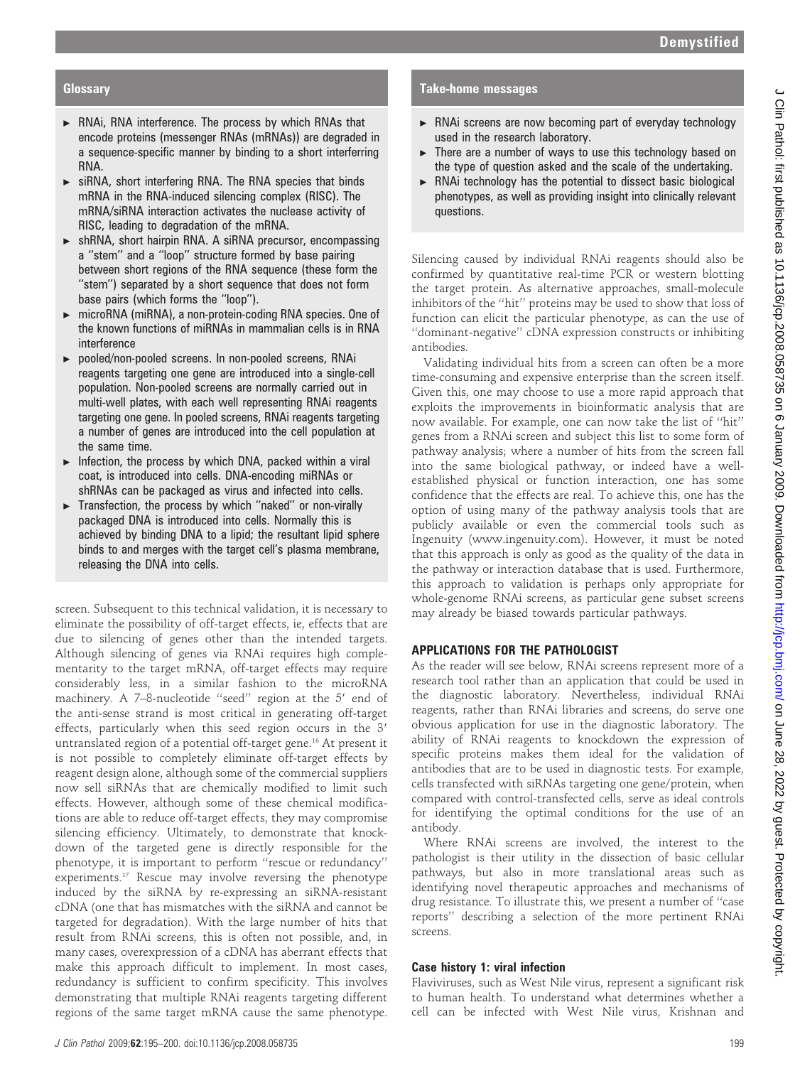## Glossary

- RNAi, RNA interference. The process by which RNAs that encode proteins (messenger RNAs (mRNAs)) are degraded in a sequence-specific manner by binding to a short interferring RNA.
- siRNA, short interfering RNA. The RNA species that binds mRNA in the RNA-induced silencing complex (RISC). The mRNA/siRNA interaction activates the nuclease activity of RISC, leading to degradation of the mRNA.
- shRNA, short hairpin RNA. A siRNA precursor, encompassing a "stem" and a "loop" structure formed by base pairing between short regions of the RNA sequence (these form the "stem") separated by a short sequence that does not form base pairs (which forms the "loop").
- microRNA (miRNA), a non-protein-coding RNA species. One of the known functions of miRNAs in mammalian cells is in RNA interference
- pooled/non-pooled screens. In non-pooled screens, RNAi reagents targeting one gene are introduced into a single-cell population. Non-pooled screens are normally carried out in multi-well plates, with each well representing RNAi reagents targeting one gene. In pooled screens, RNAi reagents targeting a number of genes are introduced into the cell population at the same time.
- Infection, the process by which DNA, packed within a viral coat, is introduced into cells. DNA-encoding miRNAs or shRNAs can be packaged as virus and infected into cells.
- Transfection, the process by which "naked" or non-virally packaged DNA is introduced into cells. Normally this is achieved by binding DNA to a lipid; the resultant lipid sphere binds to and merges with the target cell's plasma membrane, releasing the DNA into cells.

screen. Subsequent to this technical validation, it is necessary to eliminate the possibility of off-target effects, ie, effects that are due to silencing of genes other than the intended targets. Although silencing of genes via RNAi requires high complementarity to the target mRNA, off-target effects may require considerably less, in a similar fashion to the microRNA machinery. A 7–8-nucleotide "seed" region at the 5′ end of the anti-sense strand is most critical in generating off-target effects, particularly when this seed region occurs in the 3′ untranslated region of a potential off-target gene.[16] At present it is not possible to completely eliminate off-target effects by reagent design alone, although some of the commercial suppliers now sell siRNAs that are chemically modified to limit such effects. However, although some of these chemical modifications are able to reduce off-target effects, they may compromise silencing efficiency. Ultimately, to demonstrate that knockdown of the targeted gene is directly responsible for the phenotype, it is important to perform "rescue or redundancy" experiments.[17] Rescue may involve reversing the phenotype induced by the siRNA by re-expressing an siRNA-resistant cDNA (one that has mismatches with the siRNA and cannot be targeted for degradation). With the large number of hits that result from RNAi screens, this is often not possible, and, in many cases, overexpression of a cDNA has aberrant effects that make this approach difficult to implement. In most cases, redundancy is sufficient to confirm specificity. This involves demonstrating that multiple RNAi reagents targeting different regions of the same target mRNA cause the same phenotype.

## Take-home messages

- RNAi screens are now becoming part of everyday technology used in the research laboratory.
- There are a number of ways to use this technology based on the type of question asked and the scale of the undertaking.
- RNAi technology has the potential to dissect basic biological phenotypes, as well as providing insight into clinically relevant questions.

Silencing caused by individual RNAi reagents should also be confirmed by quantitative real-time PCR or western blotting the target protein. As alternative approaches, small-molecule inhibitors of the "hit" proteins may be used to show that loss of function can elicit the particular phenotype, as can the use of "dominant-negative" cDNA expression constructs or inhibiting antibodies.

Validating individual hits from a screen can often be a more time-consuming and expensive enterprise than the screen itself. Given this, one may choose to use a more rapid approach that exploits the improvements in bioinformatic analysis that are now available. For example, one can now take the list of "hit" genes from a RNAi screen and subject this list to some form of pathway analysis; where a number of hits from the screen fall into the same biological pathway, or indeed have a well-established physical or function interaction, one has some confidence that the effects are real. To achieve this, one has the option of using many of the pathway analysis tools that are publicly available or even the commercial tools such as Ingenuity (www.ingenuity.com). However, it must be noted that this approach is only as good as the quality of the data in the pathway or interaction database that is used. Furthermore, this approach to validation is perhaps only appropriate for whole-genome RNAi screens, as particular gene subset screens may already be biased towards particular pathways.

## APPLICATIONS FOR THE PATHOLOGIST

As the reader will see below, RNAi screens represent more of a research tool rather than an application that could be used in the diagnostic laboratory. Nevertheless, individual RNAi reagents, rather than RNAi libraries and screens, do serve one obvious application for use in the diagnostic laboratory. The ability of RNAi reagents to knockdown the expression of specific proteins makes them ideal for the validation of antibodies that are to be used in diagnostic tests. For example, cells transfected with siRNAs targeting one gene/protein, when compared with control-transfected cells, serve as ideal controls for identifying the optimal conditions for the use of an antibody.

Where RNAi screens are involved, the interest to the pathologist is their utility in the dissection of basic cellular pathways, but also in more translational areas such as identifying novel therapeutic approaches and mechanisms of drug resistance. To illustrate this, we present a number of "case reports" describing a selection of the more pertinent RNAi screens.

### Case history 1: viral infection

Flaviviruses, such as West Nile virus, represent a significant risk to human health. To understand what determines whether a cell can be infected with West Nile virus, Krishnan and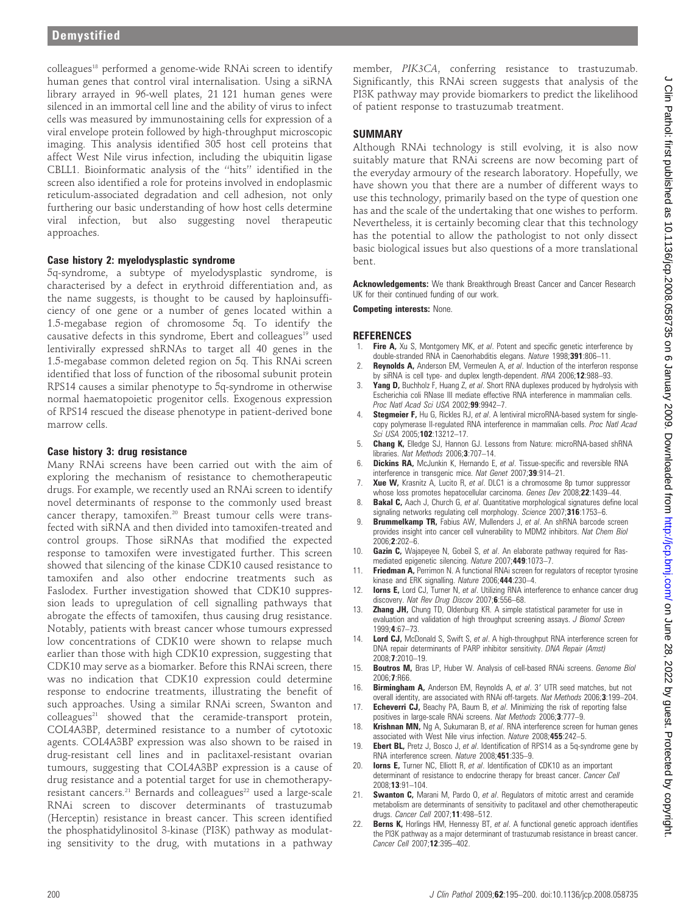colleagues[18] performed a genome-wide RNAi screen to identify human genes that control viral internalisation. Using a siRNA library arrayed in 96-well plates, 21 121 human genes were silenced in an immortal cell line and the ability of virus to infect cells was measured by immunostaining cells for expression of a viral envelope protein followed by high-throughput microscopic imaging. This analysis identified 305 host cell proteins that affect West Nile virus infection, including the ubiquitin ligase CBLL1. Bioinformatic analysis of the "hits" identified in the screen also identified a role for proteins involved in endoplasmic reticulum-associated degradation and cell adhesion, not only furthering our basic understanding of how host cells determine viral infection, but also suggesting novel therapeutic approaches.

### Case history 2: myelodysplastic syndrome

5q-syndrome, a subtype of myelodysplastic syndrome, is characterised by a defect in erythroid differentiation and, as the name suggests, is thought to be caused by haploinsufficiency of one gene or a number of genes located within a 1.5-megabase region of chromosome 5q. To identify the causative defects in this syndrome, Ebert and colleagues[19] used lentivirally expressed shRNAs to target all 40 genes in the 1.5-megabase common deleted region on 5q. This RNAi screen identified that loss of function of the ribosomal subunit protein RPS14 causes a similar phenotype to 5q-syndrome in otherwise normal haematopoietic progenitor cells. Exogenous expression of RPS14 rescued the disease phenotype in patient-derived bone marrow cells.

### Case history 3: drug resistance

Many RNAi screens have been carried out with the aim of exploring the mechanism of resistance to chemotherapeutic drugs. For example, we recently used an RNAi screen to identify novel determinants of response to the commonly used breast cancer therapy, tamoxifen.[20] Breast tumour cells were transfected with siRNA and then divided into tamoxifen-treated and control groups. Those siRNAs that modified the expected response to tamoxifen were investigated further. This screen showed that silencing of the kinase CDK10 caused resistance to tamoxifen and also other endocrine treatments such as Faslodex. Further investigation showed that CDK10 suppression leads to upregulation of cell signalling pathways that abrogate the effects of tamoxifen, thus causing drug resistance. Notably, patients with breast cancer whose tumours expressed low concentrations of CDK10 were shown to relapse much earlier than those with high CDK10 expression, suggesting that CDK10 may serve as a biomarker. Before this RNAi screen, there was no indication that CDK10 expression could determine response to endocrine treatments, illustrating the benefit of such approaches. Using a similar RNAi screen, Swanton and colleagues[21] showed that the ceramide-transport protein, COL4A3BP, determined resistance to a number of cytotoxic agents. COL4A3BP expression was also shown to be raised in drug-resistant cell lines and in paclitaxel-resistant ovarian tumours, suggesting that COL4A3BP expression is a cause of drug resistance and a potential target for use in chemotherapy-resistant cancers.[21] Bernards and colleagues[22] used a large-scale RNAi screen to discover determinants of trastuzumab (Herceptin) resistance in breast cancer. This screen identified the phosphatidylinositol 3-kinase (PI3K) pathway as modulating sensitivity to the drug, with mutations in a pathway member, *PIK3CA*, conferring resistance to trastuzumab. Significantly, this RNAi screen suggests that analysis of the PI3K pathway may provide biomarkers to predict the likelihood of patient response to trastuzumab treatment.

## SUMMARY

Although RNAi technology is still evolving, it is also now suitably mature that RNAi screens are now becoming part of the everyday armoury of the research laboratory. Hopefully, we have shown you that there are a number of different ways to use this technology, primarily based on the type of question one has and the scale of the undertaking that one wishes to perform. Nevertheless, it is certainly becoming clear that this technology has the potential to allow the pathologist to not only dissect basic biological issues but also questions of a more translational bent.

**Acknowledgements:** We thank Breakthrough Breast Cancer and Cancer Research UK for their continued funding of our work.

**Competing interests:** None.

## REFERENCES

1. **Fire A,** Xu S, Montgomery MK, *et al*. Potent and specific genetic interference by double-stranded RNA in Caenorhabditis elegans. *Nature* 1998;**391**:806–11.
2. **Reynolds A,** Anderson EM, Vermeulen A, *et al*. Induction of the interferon response by siRNA is cell type- and duplex length-dependent. *RNA* 2006;**12**:988–93.
3. **Yang D,** Buchholz F, Huang Z, *et al*. Short RNA duplexes produced by hydrolysis with Escherichia coli RNase III mediate effective RNA interference in mammalian cells. *Proc Natl Acad Sci USA* 2002;**99**:9942–7.
4. **Stegmeier F,** Hu G, Rickles RJ, *et al*. A lentiviral microRNA-based system for single-copy polymerase II-regulated RNA interference in mammalian cells. *Proc Natl Acad Sci USA* 2005;**102**:13212–17.
5. **Chang K,** Elledge SJ, Hannon GJ. Lessons from Nature: microRNA-based shRNA libraries. *Nat Methods* 2006;**3**:707–14.
6. **Dickins RA,** McJunkin K, Hernando E, *et al*. Tissue-specific and reversible RNA interference in transgenic mice. *Nat Genet* 2007;**39**:914–21.
7. **Xue W,** Krasnitz A, Lucito R, *et al*. DLC1 is a chromosome 8p tumor suppressor whose loss promotes hepatocellular carcinoma. *Genes Dev* 2008;**22**:1439–44.
8. **Bakal C,** Aach J, Church G, *et al*. Quantitative morphological signatures define local signaling networks regulating cell morphology. *Science* 2007;**316**:1753–6.
9. **Brummelkamp TR,** Fabius AW, Mullenders J, *et al*. An shRNA barcode screen provides insight into cancer cell vulnerability to MDM2 inhibitors. *Nat Chem Biol* 2006;**2**:202–6.
10. **Gazin C,** Wajapeyee N, Gobeil S, *et al*. An elaborate pathway required for Ras-mediated epigenetic silencing. *Nature* 2007;**449**:1073–7.
11. **Friedman A,** Perrimon N. A functional RNAi screen for regulators of receptor tyrosine kinase and ERK signalling. *Nature* 2006;**444**:230–4.
12. **Iorns E,** Lord CJ, Turner N, *et al*. Utilizing RNA interference to enhance cancer drug discovery. *Nat Rev Drug Discov* 2007;**6**:556–68.
13. **Zhang JH,** Chung TD, Oldenburg KR. A simple statistical parameter for use in evaluation and validation of high throughput screening assays. *J Biomol Screen* 1999;**4**:67–73.
14. **Lord CJ,** McDonald S, Swift S, *et al*. A high-throughput RNA interference screen for DNA repair determinants of PARP inhibitor sensitivity. *DNA Repair (Amst)* 2008;**7**:2010–19.
15. **Boutros M,** Bras LP, Huber W. Analysis of cell-based RNAi screens. *Genome Biol* 2006;**7**:R66.
16. **Birmingham A,** Anderson EM, Reynolds A, *et al*. 3′ UTR seed matches, but not overall identity, are associated with RNAi off-targets. *Nat Methods* 2006;**3**:199–204.
17. **Echeverri CJ,** Beachy PA, Baum B, *et al*. Minimizing the risk of reporting false positives in large-scale RNAi screens. *Nat Methods* 2006;**3**:777–9.
18. **Krishnan MN,** Ng A, Sukumaran B, *et al*. RNA interference screen for human genes associated with West Nile virus infection. *Nature* 2008;**455**:242–5.
19. **Ebert BL,** Pretz J, Bosco J, *et al*. Identification of RPS14 as a 5q-syndrome gene by RNA interference screen. *Nature* 2008;**451**:335–9.
20. **Iorns E,** Turner NC, Elliott R, *et al*. Identification of CDK10 as an important determinant of resistance to endocrine therapy for breast cancer. *Cancer Cell* 2008;**13**:91–104.
21. **Swanton C,** Marani M, Pardo O, *et al*. Regulators of mitotic arrest and ceramide metabolism are determinants of sensitivity to paclitaxel and other chemotherapeutic drugs. *Cancer Cell* 2007;**11**:498–512.
22. **Berns K,** Horlings HM, Hennessy BT, *et al*. A functional genetic approach identifies the PI3K pathway as a major determinant of trastuzumab resistance in breast cancer. *Cancer Cell* 2007;**12**:395–402.